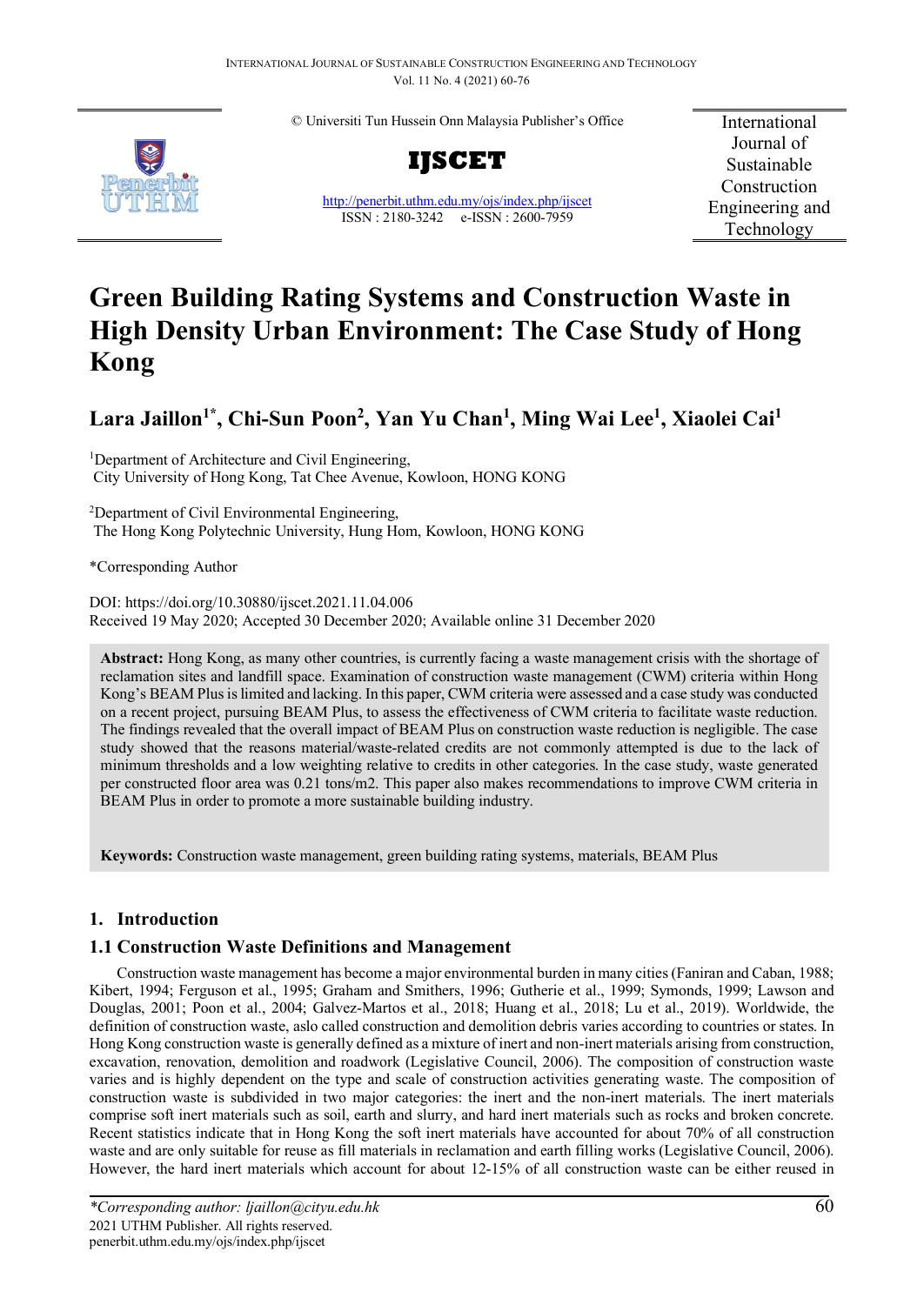# Green Building Rating Systems and Construction Waste in High Density Urban Environment: The Case Study of Hong Kong

**Lara Jaillon[1*], Chi-Sun Poon[2], Yan Yu Chan[1], Ming Wai Lee[1], Xiaolei Cai[1]**

[1]Department of Architecture and Civil Engineering, City University of Hong Kong, Tat Chee Avenue, Kowloon, HONG KONG

[2]Department of Civil Environmental Engineering, The Hong Kong Polytechnic University, Hung Hom, Kowloon, HONG KONG

*Corresponding Author

DOI: https://doi.org/10.30880/ijscet.2021.11.04.006
Received 19 May 2020; Accepted 30 December 2020; Available online 31 December 2020

**Abstract:** Hong Kong, as many other countries, is currently facing a waste management crisis with the shortage of reclamation sites and landfill space. Examination of construction waste management (CWM) criteria within Hong Kong's BEAM Plus is limited and lacking. In this paper, CWM criteria were assessed and a case study was conducted on a recent project, pursuing BEAM Plus, to assess the effectiveness of CWM criteria to facilitate waste reduction. The findings revealed that the overall impact of BEAM Plus on construction waste reduction is negligible. The case study showed that the reasons material/waste-related credits are not commonly attempted is due to the lack of minimum thresholds and a low weighting relative to credits in other categories. In the case study, waste generated per constructed floor area was 0.21 tons/m2. This paper also makes recommendations to improve CWM criteria in BEAM Plus in order to promote a more sustainable building industry.

**Keywords:** Construction waste management, green building rating systems, materials, BEAM Plus

## 1. Introduction

### 1.1 Construction Waste Definitions and Management

Construction waste management has become a major environmental burden in many cities (Faniran and Caban, 1988; Kibert, 1994; Ferguson et al., 1995; Graham and Smithers, 1996; Gutherie et al., 1999; Symonds, 1999; Lawson and Douglas, 2001; Poon et al., 2004; Galvez-Martos et al., 2018; Huang et al., 2018; Lu et al., 2019). Worldwide, the definition of construction waste, aslo called construction and demolition debris varies according to countries or states. In Hong Kong construction waste is generally defined as a mixture of inert and non-inert materials arising from construction, excavation, renovation, demolition and roadwork (Legislative Council, 2006). The composition of construction waste varies and is highly dependent on the type and scale of construction activities generating waste. The composition of construction waste is subdivided in two major categories: the inert and the non-inert materials. The inert materials comprise soft inert materials such as soil, earth and slurry, and hard inert materials such as rocks and broken concrete. Recent statistics indicate that in Hong Kong the soft inert materials have accounted for about 70% of all construction waste and are only suitable for reuse as fill materials in reclamation and earth filling works (Legislative Council, 2006). However, the hard inert materials which account for about 12-15% of all construction waste can be either reused in

*Corresponding author: ljaillon@cityu.edu.hk
2021 UTHM Publisher. All rights reserved.
penerbit.uthm.edu.my/ojs/index.php/ijscet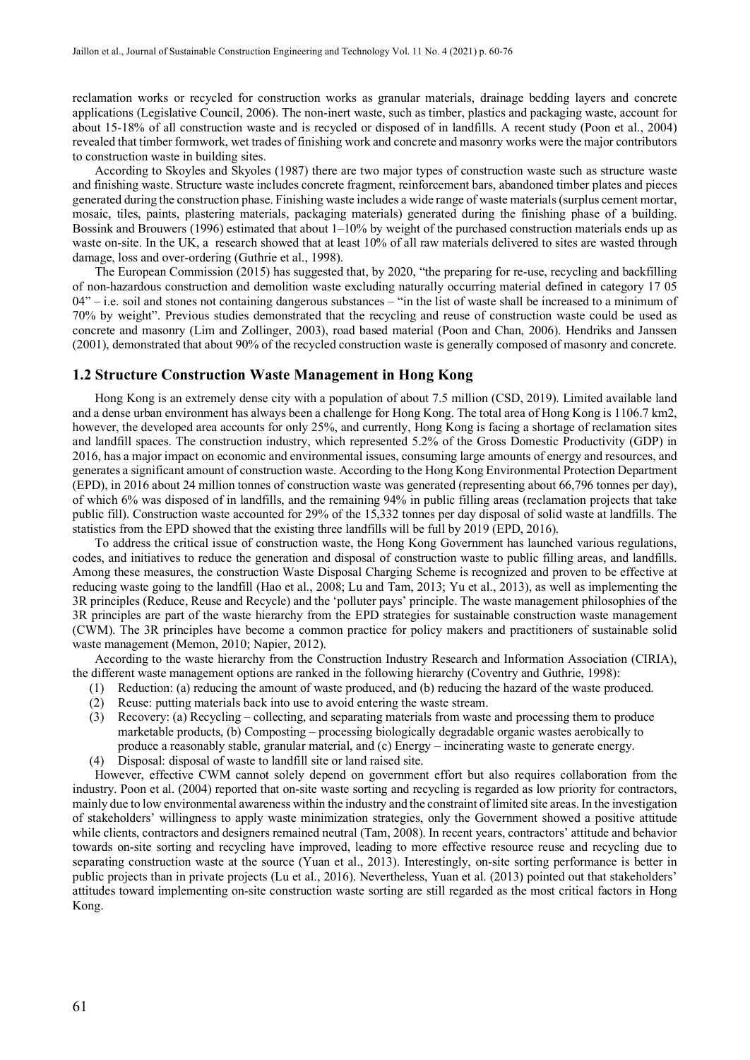reclamation works or recycled for construction works as granular materials, drainage bedding layers and concrete applications (Legislative Council, 2006). The non-inert waste, such as timber, plastics and packaging waste, account for about 15-18% of all construction waste and is recycled or disposed of in landfills. A recent study (Poon et al., 2004) revealed that timber formwork, wet trades of finishing work and concrete and masonry works were the major contributors to construction waste in building sites.

According to Skoyles and Skoyles (1987) there are two major types of construction waste such as structure waste and finishing waste. Structure waste includes concrete fragment, reinforcement bars, abandoned timber plates and pieces generated during the construction phase. Finishing waste includes a wide range of waste materials (surplus cement mortar, mosaic, tiles, paints, plastering materials, packaging materials) generated during the finishing phase of a building. Bossink and Brouwers (1996) estimated that about 1–10% by weight of the purchased construction materials ends up as waste on-site. In the UK, a research showed that at least 10% of all raw materials delivered to sites are wasted through damage, loss and over-ordering (Guthrie et al., 1998).

The European Commission (2015) has suggested that, by 2020, "the preparing for re-use, recycling and backfilling of non-hazardous construction and demolition waste excluding naturally occurring material defined in category 17 05 04" – i.e. soil and stones not containing dangerous substances – "in the list of waste shall be increased to a minimum of 70% by weight". Previous studies demonstrated that the recycling and reuse of construction waste could be used as concrete and masonry (Lim and Zollinger, 2003), road based material (Poon and Chan, 2006). Hendriks and Janssen (2001), demonstrated that about 90% of the recycled construction waste is generally composed of masonry and concrete.

## 1.2 Structure Construction Waste Management in Hong Kong

Hong Kong is an extremely dense city with a population of about 7.5 million (CSD, 2019). Limited available land and a dense urban environment has always been a challenge for Hong Kong. The total area of Hong Kong is 1106.7 km2, however, the developed area accounts for only 25%, and currently, Hong Kong is facing a shortage of reclamation sites and landfill spaces. The construction industry, which represented 5.2% of the Gross Domestic Productivity (GDP) in 2016, has a major impact on economic and environmental issues, consuming large amounts of energy and resources, and generates a significant amount of construction waste. According to the Hong Kong Environmental Protection Department (EPD), in 2016 about 24 million tonnes of construction waste was generated (representing about 66,796 tonnes per day), of which 6% was disposed of in landfills, and the remaining 94% in public filling areas (reclamation projects that take public fill). Construction waste accounted for 29% of the 15,332 tonnes per day disposal of solid waste at landfills. The statistics from the EPD showed that the existing three landfills will be full by 2019 (EPD, 2016).

To address the critical issue of construction waste, the Hong Kong Government has launched various regulations, codes, and initiatives to reduce the generation and disposal of construction waste to public filling areas, and landfills. Among these measures, the construction Waste Disposal Charging Scheme is recognized and proven to be effective at reducing waste going to the landfill (Hao et al., 2008; Lu and Tam, 2013; Yu et al., 2013), as well as implementing the 3R principles (Reduce, Reuse and Recycle) and the 'polluter pays' principle. The waste management philosophies of the 3R principles are part of the waste hierarchy from the EPD strategies for sustainable construction waste management (CWM). The 3R principles have become a common practice for policy makers and practitioners of sustainable solid waste management (Memon, 2010; Napier, 2012).

According to the waste hierarchy from the Construction Industry Research and Information Association (CIRIA), the different waste management options are ranked in the following hierarchy (Coventry and Guthrie, 1998):

(1) Reduction: (a) reducing the amount of waste produced, and (b) reducing the hazard of the waste produced.
(2) Reuse: putting materials back into use to avoid entering the waste stream.
(3) Recovery: (a) Recycling – collecting, and separating materials from waste and processing them to produce marketable products, (b) Composting – processing biologically degradable organic wastes aerobically to produce a reasonably stable, granular material, and (c) Energy – incinerating waste to generate energy.
(4) Disposal: disposal of waste to landfill site or land raised site.

However, effective CWM cannot solely depend on government effort but also requires collaboration from the industry. Poon et al. (2004) reported that on-site waste sorting and recycling is regarded as low priority for contractors, mainly due to low environmental awareness within the industry and the constraint of limited site areas. In the investigation of stakeholders' willingness to apply waste minimization strategies, only the Government showed a positive attitude while clients, contractors and designers remained neutral (Tam, 2008). In recent years, contractors' attitude and behavior towards on-site sorting and recycling have improved, leading to more effective resource reuse and recycling due to separating construction waste at the source (Yuan et al., 2013). Interestingly, on-site sorting performance is better in public projects than in private projects (Lu et al., 2016). Nevertheless, Yuan et al. (2013) pointed out that stakeholders' attitudes toward implementing on-site construction waste sorting are still regarded as the most critical factors in Hong Kong.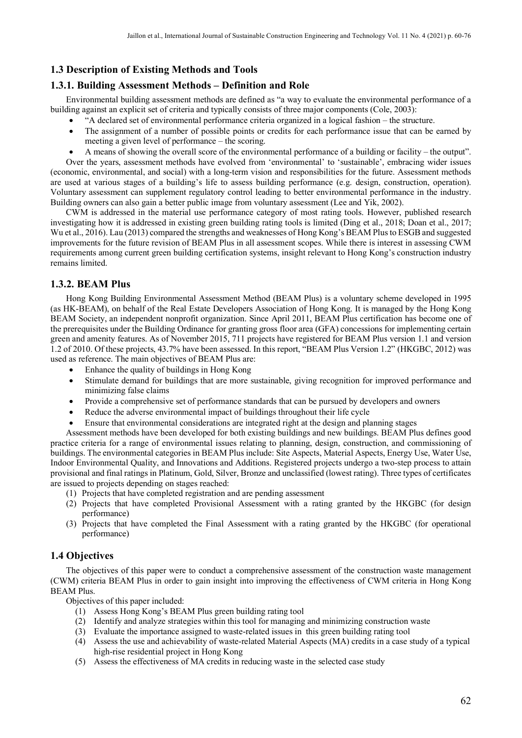## 1.3 Description of Existing Methods and Tools

### 1.3.1. Building Assessment Methods – Definition and Role

Environmental building assessment methods are defined as "a way to evaluate the environmental performance of a building against an explicit set of criteria and typically consists of three major components (Cole, 2003):

- "A declared set of environmental performance criteria organized in a logical fashion – the structure.
- The assignment of a number of possible points or credits for each performance issue that can be earned by meeting a given level of performance – the scoring.
- A means of showing the overall score of the environmental performance of a building or facility – the output".

Over the years, assessment methods have evolved from 'environmental' to 'sustainable', embracing wider issues (economic, environmental, and social) with a long-term vision and responsibilities for the future. Assessment methods are used at various stages of a building's life to assess building performance (e.g. design, construction, operation). Voluntary assessment can supplement regulatory control leading to better environmental performance in the industry. Building owners can also gain a better public image from voluntary assessment (Lee and Yik, 2002).

CWM is addressed in the material use performance category of most rating tools. However, published research investigating how it is addressed in existing green building rating tools is limited (Ding et al., 2018; Doan et al., 2017; Wu et al., 2016). Lau (2013) compared the strengths and weaknesses of Hong Kong's BEAM Plus to ESGB and suggested improvements for the future revision of BEAM Plus in all assessment scopes. While there is interest in assessing CWM requirements among current green building certification systems, insight relevant to Hong Kong's construction industry remains limited.

### 1.3.2. BEAM Plus

Hong Kong Building Environmental Assessment Method (BEAM Plus) is a voluntary scheme developed in 1995 (as HK-BEAM), on behalf of the Real Estate Developers Association of Hong Kong. It is managed by the Hong Kong BEAM Society, an independent nonprofit organization. Since April 2011, BEAM Plus certification has become one of the prerequisites under the Building Ordinance for granting gross floor area (GFA) concessions for implementing certain green and amenity features. As of November 2015, 711 projects have registered for BEAM Plus version 1.1 and version 1.2 of 2010. Of these projects, 43.7% have been assessed. In this report, "BEAM Plus Version 1.2" (HKGBC, 2012) was used as reference. The main objectives of BEAM Plus are:

- Enhance the quality of buildings in Hong Kong
- Stimulate demand for buildings that are more sustainable, giving recognition for improved performance and minimizing false claims
- Provide a comprehensive set of performance standards that can be pursued by developers and owners
- Reduce the adverse environmental impact of buildings throughout their life cycle
- Ensure that environmental considerations are integrated right at the design and planning stages

Assessment methods have been developed for both existing buildings and new buildings. BEAM Plus defines good practice criteria for a range of environmental issues relating to planning, design, construction, and commissioning of buildings. The environmental categories in BEAM Plus include: Site Aspects, Material Aspects, Energy Use, Water Use, Indoor Environmental Quality, and Innovations and Additions. Registered projects undergo a two-step process to attain provisional and final ratings in Platinum, Gold, Silver, Bronze and unclassified (lowest rating). Three types of certificates are issued to projects depending on stages reached:

(1) Projects that have completed registration and are pending assessment
(2) Projects that have completed Provisional Assessment with a rating granted by the HKGBC (for design performance)
(3) Projects that have completed the Final Assessment with a rating granted by the HKGBC (for operational performance)

## 1.4 Objectives

The objectives of this paper were to conduct a comprehensive assessment of the construction waste management (CWM) criteria BEAM Plus in order to gain insight into improving the effectiveness of CWM criteria in Hong Kong BEAM Plus.

Objectives of this paper included:

(1) Assess Hong Kong's BEAM Plus green building rating tool
(2) Identify and analyze strategies within this tool for managing and minimizing construction waste
(3) Evaluate the importance assigned to waste-related issues in this green building rating tool
(4) Assess the use and achievability of waste-related Material Aspects (MA) credits in a case study of a typical high-rise residential project in Hong Kong
(5) Assess the effectiveness of MA credits in reducing waste in the selected case study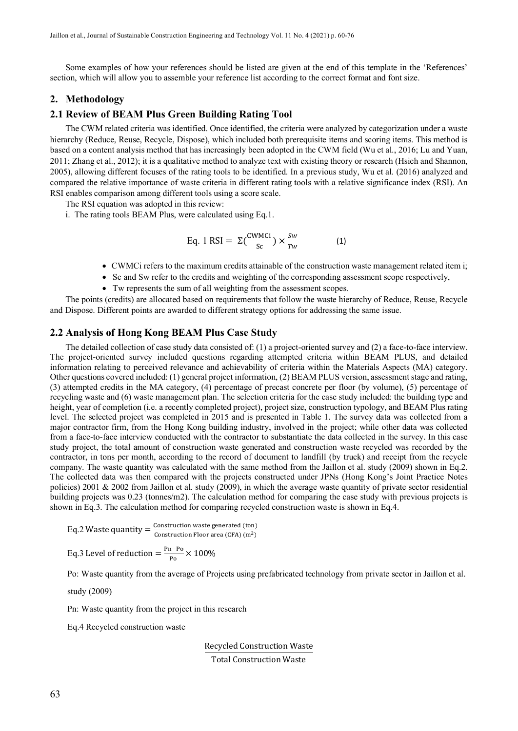Some examples of how your references should be listed are given at the end of this template in the 'References' section, which will allow you to assemble your reference list according to the correct format and font size.

## 2. Methodology

### 2.1 Review of BEAM Plus Green Building Rating Tool

The CWM related criteria was identified. Once identified, the criteria were analyzed by categorization under a waste hierarchy (Reduce, Reuse, Recycle, Dispose), which included both prerequisite items and scoring items. This method is based on a content analysis method that has increasingly been adopted in the CWM field (Wu et al., 2016; Lu and Yuan, 2011; Zhang et al., 2012); it is a qualitative method to analyze text with existing theory or research (Hsieh and Shannon, 2005), allowing different focuses of the rating tools to be identified. In a previous study, Wu et al. (2016) analyzed and compared the relative importance of waste criteria in different rating tools with a relative significance index (RSI). An RSI enables comparison among different tools using a score scale.

The RSI equation was adopted in this review:

i. The rating tools BEAM Plus, were calculated using Eq.1.

$$\text{Eq. 1 RSI} = \Sigma\left(\frac{\text{CWMCi}}{\text{Sc}}\right) \times \frac{Sw}{Tw} \qquad (1)$$

- CWMCi refers to the maximum credits attainable of the construction waste management related item i;
- Sc and Sw refer to the credits and weighting of the corresponding assessment scope respectively,
- Tw represents the sum of all weighting from the assessment scopes.

The points (credits) are allocated based on requirements that follow the waste hierarchy of Reduce, Reuse, Recycle and Dispose. Different points are awarded to different strategy options for addressing the same issue.

### 2.2 Analysis of Hong Kong BEAM Plus Case Study

The detailed collection of case study data consisted of: (1) a project-oriented survey and (2) a face-to-face interview. The project-oriented survey included questions regarding attempted criteria within BEAM PLUS, and detailed information relating to perceived relevance and achievability of criteria within the Materials Aspects (MA) category. Other questions covered included: (1) general project information, (2) BEAM PLUS version, assessment stage and rating, (3) attempted credits in the MA category, (4) percentage of precast concrete per floor (by volume), (5) percentage of recycling waste and (6) waste management plan. The selection criteria for the case study included: the building type and height, year of completion (i.e. a recently completed project), project size, construction typology, and BEAM Plus rating level. The selected project was completed in 2015 and is presented in Table 1. The survey data was collected from a major contractor firm, from the Hong Kong building industry, involved in the project; while other data was collected from a face-to-face interview conducted with the contractor to substantiate the data collected in the survey. In this case study project, the total amount of construction waste generated and construction waste recycled was recorded by the contractor, in tons per month, according to the record of document to landfill (by truck) and receipt from the recycle company. The waste quantity was calculated with the same method from the Jaillon et al. study (2009) shown in Eq.2. The collected data was then compared with the projects constructed under JPNs (Hong Kong's Joint Practice Notes policies) 2001 & 2002 from Jaillon et al. study (2009), in which the average waste quantity of private sector residential building projects was 0.23 (tonnes/m2). The calculation method for comparing the case study with previous projects is shown in Eq.3. The calculation method for comparing recycled construction waste is shown in Eq.4.

$$\text{Eq.2 Waste quantity} = \frac{\text{Construction waste generated (ton)}}{\text{Construction Floor area (CFA) } (\text{m}^2)}$$

$$\text{Eq.3 Level of reduction} = \frac{\text{Pn} - \text{Po}}{\text{Po}} \times 100\%$$

Po: Waste quantity from the average of Projects using prefabricated technology from private sector in Jaillon et al. study (2009)

Pn: Waste quantity from the project in this research

Eq.4 Recycled construction waste

$$\frac{\text{Recycled Construction Waste}}{\text{Total Construction Waste}}$$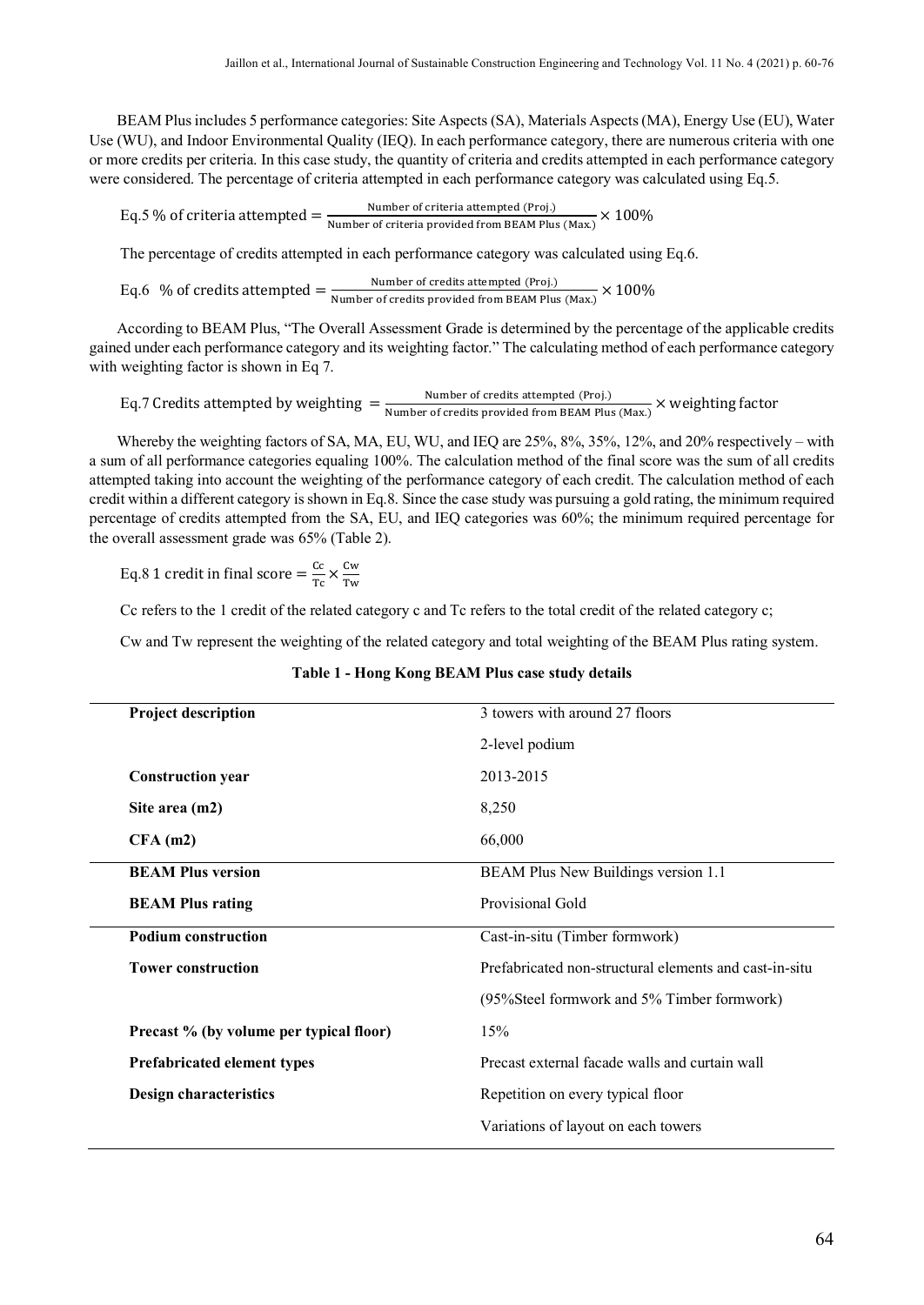BEAM Plus includes 5 performance categories: Site Aspects (SA), Materials Aspects (MA), Energy Use (EU), Water Use (WU), and Indoor Environmental Quality (IEQ). In each performance category, there are numerous criteria with one or more credits per criteria. In this case study, the quantity of criteria and credits attempted in each performance category were considered. The percentage of criteria attempted in each performance category was calculated using Eq.5.

$$\text{Eq.5 \% of criteria attempted} = \frac{\text{Number of criteria attempted (Proj.)}}{\text{Number of criteria provided from BEAM Plus (Max.)}} \times 100\%$$

The percentage of credits attempted in each performance category was calculated using Eq.6.

$$\text{Eq.6 \% of credits attempted} = \frac{\text{Number of credits attempted (Proj.)}}{\text{Number of credits provided from BEAM Plus (Max.)}} \times 100\%$$

According to BEAM Plus, "The Overall Assessment Grade is determined by the percentage of the applicable credits gained under each performance category and its weighting factor." The calculating method of each performance category with weighting factor is shown in Eq 7.

$$\text{Eq.7 Credits attempted by weighting} = \frac{\text{Number of credits attempted (Proj.)}}{\text{Number of credits provided from BEAM Plus (Max.)}} \times \text{weighting factor}$$

Whereby the weighting factors of SA, MA, EU, WU, and IEQ are 25%, 8%, 35%, 12%, and 20% respectively – with a sum of all performance categories equaling 100%. The calculation method of the final score was the sum of all credits attempted taking into account the weighting of the performance category of each credit. The calculation method of each credit within a different category is shown in Eq.8. Since the case study was pursuing a gold rating, the minimum required percentage of credits attempted from the SA, EU, and IEQ categories was 60%; the minimum required percentage for the overall assessment grade was 65% (Table 2).

$$\text{Eq.8 1 credit in final score} = \frac{\text{Cc}}{\text{Tc}} \times \frac{\text{Cw}}{\text{Tw}}$$

Cc refers to the 1 credit of the related category c and Tc refers to the total credit of the related category c;

Cw and Tw represent the weighting of the related category and total weighting of the BEAM Plus rating system.

**Table 1 - Hong Kong BEAM Plus case study details**

| | |
|---|---|
| **Project description** | 3 towers with around 27 floors |
| | 2-level podium |
| **Construction year** | 2013-2015 |
| **Site area (m2)** | 8,250 |
| **CFA (m2)** | 66,000 |
| **BEAM Plus version** | BEAM Plus New Buildings version 1.1 |
| **BEAM Plus rating** | Provisional Gold |
| **Podium construction** | Cast-in-situ (Timber formwork) |
| **Tower construction** | Prefabricated non-structural elements and cast-in-situ |
| | (95%Steel formwork and 5% Timber formwork) |
| **Precast % (by volume per typical floor)** | 15% |
| **Prefabricated element types** | Precast external facade walls and curtain wall |
| **Design characteristics** | Repetition on every typical floor |
| | Variations of layout on each towers |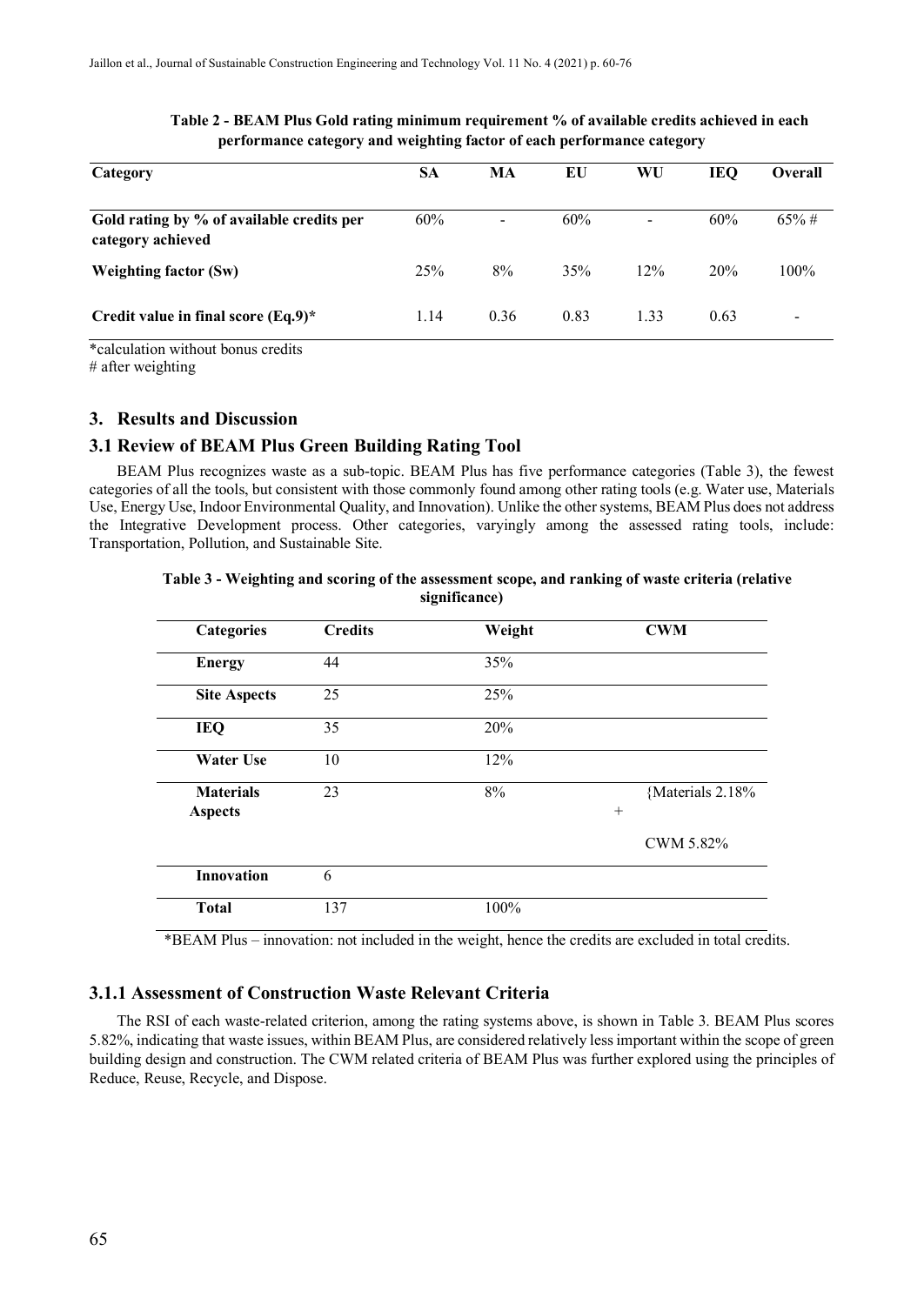**Table 2 - BEAM Plus Gold rating minimum requirement % of available credits achieved in each performance category and weighting factor of each performance category**

| Category | SA | MA | EU | WU | IEQ | Overall |
|---|---|---|---|---|---|---|
| **Gold rating by % of available credits per category achieved** | 60% | - | 60% | - | 60% | 65% # |
| **Weighting factor (Sw)** | 25% | 8% | 35% | 12% | 20% | 100% |
| **Credit value in final score (Eq.9)*** | 1.14 | 0.36 | 0.83 | 1.33 | 0.63 | - |

*calculation without bonus credits
# after weighting

## 3. Results and Discussion

### 3.1 Review of BEAM Plus Green Building Rating Tool

BEAM Plus recognizes waste as a sub-topic. BEAM Plus has five performance categories (Table 3), the fewest categories of all the tools, but consistent with those commonly found among other rating tools (e.g. Water use, Materials Use, Energy Use, Indoor Environmental Quality, and Innovation). Unlike the other systems, BEAM Plus does not address the Integrative Development process. Other categories, varyingly among the assessed rating tools, include: Transportation, Pollution, and Sustainable Site.

**Table 3 - Weighting and scoring of the assessment scope, and ranking of waste criteria (relative significance)**

| Categories | Credits | Weight | CWM |
|---|---|---|---|
| **Energy** | 44 | 35% | |
| **Site Aspects** | 25 | 25% | |
| **IEQ** | 35 | 20% | |
| **Water Use** | 10 | 12% | |
| **Materials Aspects** | 23 | 8% | {Materials 2.18% + CWM 5.82% |
| **Innovation** | 6 | | |
| **Total** | 137 | 100% | |

*BEAM Plus – innovation: not included in the weight, hence the credits are excluded in total credits.

#### 3.1.1 Assessment of Construction Waste Relevant Criteria

The RSI of each waste-related criterion, among the rating systems above, is shown in Table 3. BEAM Plus scores 5.82%, indicating that waste issues, within BEAM Plus, are considered relatively less important within the scope of green building design and construction. The CWM related criteria of BEAM Plus was further explored using the principles of Reduce, Reuse, Recycle, and Dispose.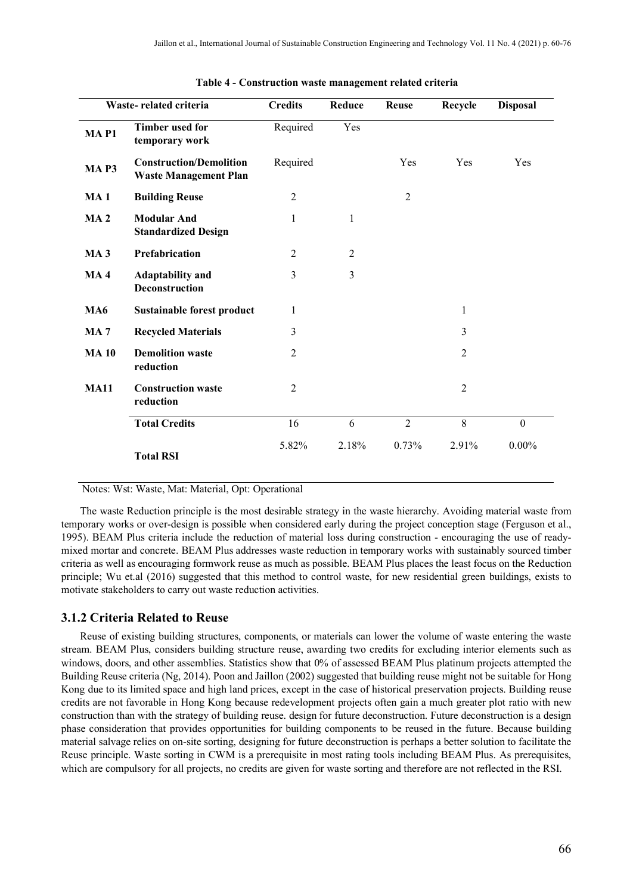**Table 4 - Construction waste management related criteria**

| Waste- related criteria | | Credits | Reduce | Reuse | Recycle | Disposal |
|---|---|---|---|---|---|---|
| **MA P1** | **Timber used for temporary work** | Required | Yes | | | |
| **MA P3** | **Construction/Demolition Waste Management Plan** | Required | | Yes | Yes | Yes |
| **MA 1** | **Building Reuse** | 2 | | 2 | | |
| **MA 2** | **Modular And Standardized Design** | 1 | 1 | | | |
| **MA 3** | **Prefabrication** | 2 | 2 | | | |
| **MA 4** | **Adaptability and Deconstruction** | 3 | 3 | | | |
| **MA6** | **Sustainable forest product** | 1 | | | 1 | |
| **MA 7** | **Recycled Materials** | 3 | | | 3 | |
| **MA 10** | **Demolition waste reduction** | 2 | | | 2 | |
| **MA11** | **Construction waste reduction** | 2 | | | 2 | |
| | **Total Credits** | 16 | 6 | 2 | 8 | 0 |
| | **Total RSI** | 5.82% | 2.18% | 0.73% | 2.91% | 0.00% |

Notes: Wst: Waste, Mat: Material, Opt: Operational

The waste Reduction principle is the most desirable strategy in the waste hierarchy. Avoiding material waste from temporary works or over-design is possible when considered early during the project conception stage (Ferguson et al., 1995). BEAM Plus criteria include the reduction of material loss during construction - encouraging the use of ready-mixed mortar and concrete. BEAM Plus addresses waste reduction in temporary works with sustainably sourced timber criteria as well as encouraging formwork reuse as much as possible. BEAM Plus places the least focus on the Reduction principle; Wu et.al (2016) suggested that this method to control waste, for new residential green buildings, exists to motivate stakeholders to carry out waste reduction activities.

### 3.1.2 Criteria Related to Reuse

Reuse of existing building structures, components, or materials can lower the volume of waste entering the waste stream. BEAM Plus, considers building structure reuse, awarding two credits for excluding interior elements such as windows, doors, and other assemblies. Statistics show that 0% of assessed BEAM Plus platinum projects attempted the Building Reuse criteria (Ng, 2014). Poon and Jaillon (2002) suggested that building reuse might not be suitable for Hong Kong due to its limited space and high land prices, except in the case of historical preservation projects. Building reuse credits are not favorable in Hong Kong because redevelopment projects often gain a much greater plot ratio with new construction than with the strategy of building reuse. design for future deconstruction. Future deconstruction is a design phase consideration that provides opportunities for building components to be reused in the future. Because building material salvage relies on on-site sorting, designing for future deconstruction is perhaps a better solution to facilitate the Reuse principle. Waste sorting in CWM is a prerequisite in most rating tools including BEAM Plus. As prerequisites, which are compulsory for all projects, no credits are given for waste sorting and therefore are not reflected in the RSI.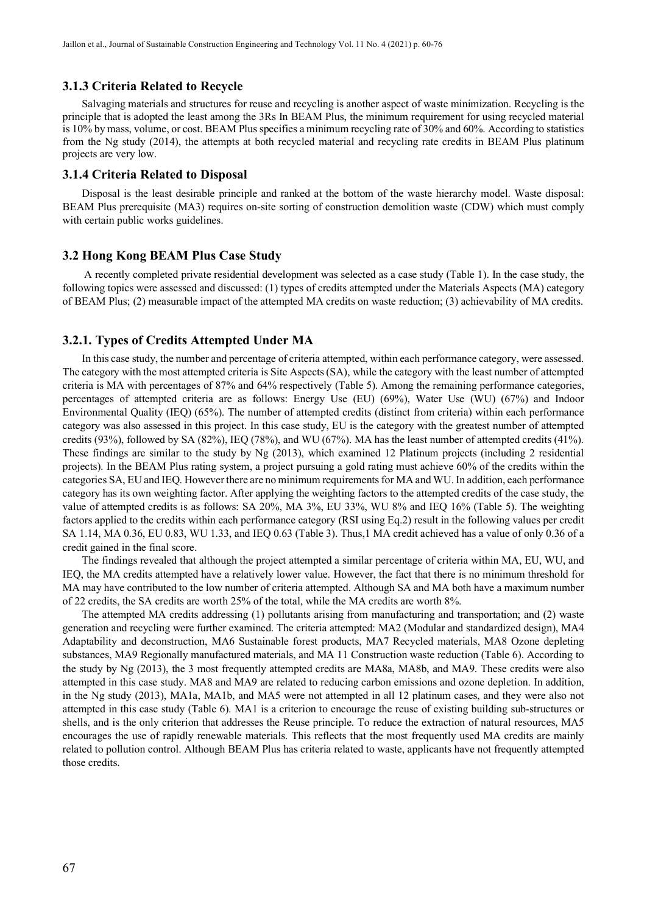### 3.1.3 Criteria Related to Recycle

Salvaging materials and structures for reuse and recycling is another aspect of waste minimization. Recycling is the principle that is adopted the least among the 3Rs In BEAM Plus, the minimum requirement for using recycled material is 10% by mass, volume, or cost. BEAM Plus specifies a minimum recycling rate of 30% and 60%. According to statistics from the Ng study (2014), the attempts at both recycled material and recycling rate credits in BEAM Plus platinum projects are very low.

### 3.1.4 Criteria Related to Disposal

Disposal is the least desirable principle and ranked at the bottom of the waste hierarchy model. Waste disposal: BEAM Plus prerequisite (MA3) requires on-site sorting of construction demolition waste (CDW) which must comply with certain public works guidelines.

## 3.2 Hong Kong BEAM Plus Case Study

A recently completed private residential development was selected as a case study (Table 1). In the case study, the following topics were assessed and discussed: (1) types of credits attempted under the Materials Aspects (MA) category of BEAM Plus; (2) measurable impact of the attempted MA credits on waste reduction; (3) achievability of MA credits.

### 3.2.1. Types of Credits Attempted Under MA

In this case study, the number and percentage of criteria attempted, within each performance category, were assessed. The category with the most attempted criteria is Site Aspects (SA), while the category with the least number of attempted criteria is MA with percentages of 87% and 64% respectively (Table 5). Among the remaining performance categories, percentages of attempted criteria are as follows: Energy Use (EU) (69%), Water Use (WU) (67%) and Indoor Environmental Quality (IEQ) (65%). The number of attempted credits (distinct from criteria) within each performance category was also assessed in this project. In this case study, EU is the category with the greatest number of attempted credits (93%), followed by SA (82%), IEQ (78%), and WU (67%). MA has the least number of attempted credits (41%). These findings are similar to the study by Ng (2013), which examined 12 Platinum projects (including 2 residential projects). In the BEAM Plus rating system, a project pursuing a gold rating must achieve 60% of the credits within the categories SA, EU and IEQ. However there are no minimum requirements for MA and WU. In addition, each performance category has its own weighting factor. After applying the weighting factors to the attempted credits of the case study, the value of attempted credits is as follows: SA 20%, MA 3%, EU 33%, WU 8% and IEQ 16% (Table 5). The weighting factors applied to the credits within each performance category (RSI using Eq.2) result in the following values per credit SA 1.14, MA 0.36, EU 0.83, WU 1.33, and IEQ 0.63 (Table 3). Thus,1 MA credit achieved has a value of only 0.36 of a credit gained in the final score.

The findings revealed that although the project attempted a similar percentage of criteria within MA, EU, WU, and IEQ, the MA credits attempted have a relatively lower value. However, the fact that there is no minimum threshold for MA may have contributed to the low number of criteria attempted. Although SA and MA both have a maximum number of 22 credits, the SA credits are worth 25% of the total, while the MA credits are worth 8%.

The attempted MA credits addressing (1) pollutants arising from manufacturing and transportation; and (2) waste generation and recycling were further examined. The criteria attempted: MA2 (Modular and standardized design), MA4 Adaptability and deconstruction, MA6 Sustainable forest products, MA7 Recycled materials, MA8 Ozone depleting substances, MA9 Regionally manufactured materials, and MA 11 Construction waste reduction (Table 6). According to the study by Ng (2013), the 3 most frequently attempted credits are MA8a, MA8b, and MA9. These credits were also attempted in this case study. MA8 and MA9 are related to reducing carbon emissions and ozone depletion. In addition, in the Ng study (2013), MA1a, MA1b, and MA5 were not attempted in all 12 platinum cases, and they were also not attempted in this case study (Table 6). MA1 is a criterion to encourage the reuse of existing building sub-structures or shells, and is the only criterion that addresses the Reuse principle. To reduce the extraction of natural resources, MA5 encourages the use of rapidly renewable materials. This reflects that the most frequently used MA credits are mainly related to pollution control. Although BEAM Plus has criteria related to waste, applicants have not frequently attempted those credits.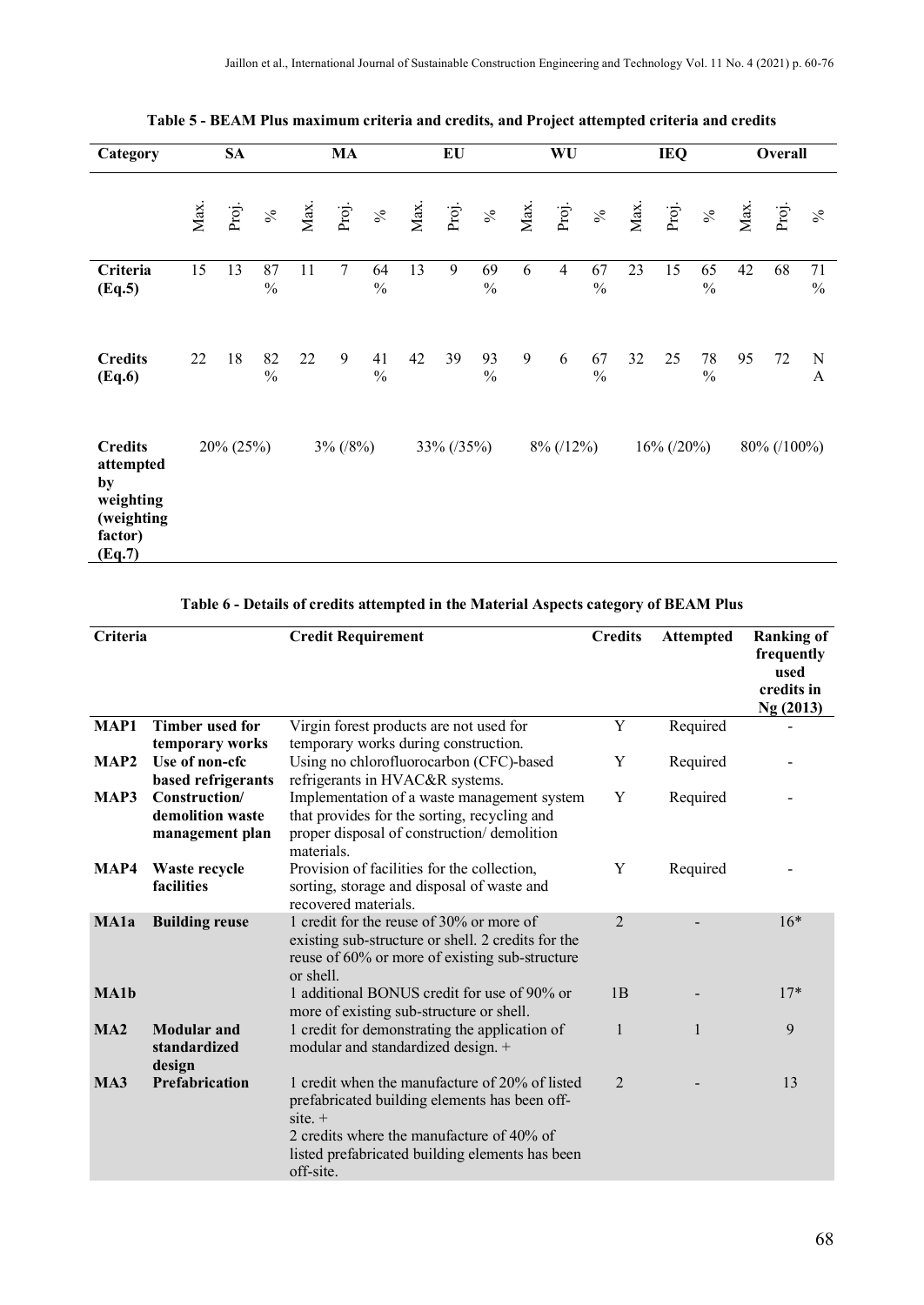**Table 5 - BEAM Plus maximum criteria and credits, and Project attempted criteria and credits**

| Category | SA | | | MA | | | EU | | | WU | | | IEQ | | | Overall | | |
|---|---|---|---|---|---|---|---|---|---|---|---|---|---|---|---|---|---|---|
| | Max. | Proj. | % | Max. | Proj. | % | Max. | Proj. | % | Max. | Proj. | % | Max. | Proj. | % | Max. | Proj. | % |
| **Criteria (Eq.5)** | 15 | 13 | 87 % | 11 | 7 | 64 % | 13 | 9 | 69 % | 6 | 4 | 67 % | 23 | 15 | 65 % | 42 | 68 | 71 % |
| **Credits (Eq.6)** | 22 | 18 | 82 % | 22 | 9 | 41 % | 42 | 39 | 93 % | 9 | 6 | 67 % | 32 | 25 | 78 % | 95 | 72 | NA |
| **Credits attempted by weighting (weighting factor) (Eq.7)** | 20% (25%) | | | 3% (/8%) | | | 33% (/35%) | | | 8% (/12%) | | | 16% (/20%) | | | 80% (/100%) | | |

**Table 6 - Details of credits attempted in the Material Aspects category of BEAM Plus**

| Criteria | | Credit Requirement | Credits | Attempted | Ranking of frequently used credits in Ng (2013) |
|---|---|---|---|---|---|
| **MAP1** | **Timber used for temporary works** | Virgin forest products are not used for temporary works during construction. | Y | Required | - |
| **MAP2** | **Use of non-cfc based refrigerants** | Using no chlorofluorocarbon (CFC)-based refrigerants in HVAC&R systems. | Y | Required | - |
| **MAP3** | **Construction/ demolition waste management plan** | Implementation of a waste management system that provides for the sorting, recycling and proper disposal of construction/ demolition materials. | Y | Required | - |
| **MAP4** | **Waste recycle facilities** | Provision of facilities for the collection, sorting, storage and disposal of waste and recovered materials. | Y | Required | - |
| **MA1a** | **Building reuse** | 1 credit for the reuse of 30% or more of existing sub-structure or shell. 2 credits for the reuse of 60% or more of existing sub-structure or shell. | 2 | - | 16* |
| **MA1b** | | 1 additional BONUS credit for use of 90% or more of existing sub-structure or shell. | 1B | - | 17* |
| **MA2** | **Modular and standardized design** | 1 credit for demonstrating the application of modular and standardized design. + | 1 | 1 | 9 |
| **MA3** | **Prefabrication** | 1 credit when the manufacture of 20% of listed prefabricated building elements has been off-site. + 2 credits where the manufacture of 40% of listed prefabricated building elements has been off-site. | 2 | - | 13 |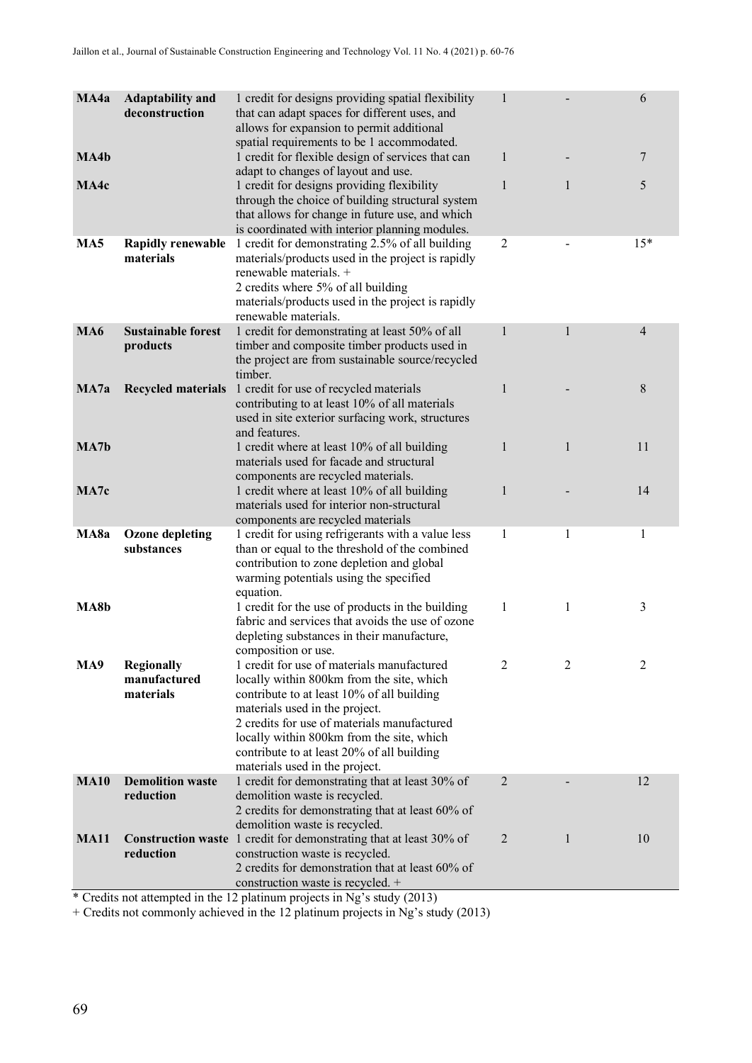| MA4a | Adaptability and deconstruction | 1 credit for designs providing spatial flexibility that can adapt spaces for different uses, and allows for expansion to permit additional spatial requirements to be 1 accommodated. | 1 | - | 6 |
|---|---|---|---|---|---|
| MA4b | | 1 credit for flexible design of services that can adapt to changes of layout and use. | 1 | - | 7 |
| MA4c | | 1 credit for designs providing flexibility through the choice of building structural system that allows for change in future use, and which is coordinated with interior planning modules. | 1 | 1 | 5 |
| MA5 | Rapidly renewable materials | 1 credit for demonstrating 2.5% of all building materials/products used in the project is rapidly renewable materials. + 2 credits where 5% of all building materials/products used in the project is rapidly renewable materials. | 2 | - | 15* |
| MA6 | Sustainable forest products | 1 credit for demonstrating at least 50% of all timber and composite timber products used in the project are from sustainable source/recycled timber. | 1 | 1 | 4 |
| MA7a | Recycled materials | 1 credit for use of recycled materials contributing to at least 10% of all materials used in site exterior surfacing work, structures and features. | 1 | - | 8 |
| MA7b | | 1 credit where at least 10% of all building materials used for facade and structural components are recycled materials. | 1 | 1 | 11 |
| MA7c | | 1 credit where at least 10% of all building materials used for interior non-structural components are recycled materials | 1 | - | 14 |
| MA8a | Ozone depleting substances | 1 credit for using refrigerants with a value less than or equal to the threshold of the combined contribution to zone depletion and global warming potentials using the specified equation. | 1 | 1 | 1 |
| MA8b | | 1 credit for the use of products in the building fabric and services that avoids the use of ozone depleting substances in their manufacture, composition or use. | 1 | 1 | 3 |
| MA9 | Regionally manufactured materials | 1 credit for use of materials manufactured locally within 800km from the site, which contribute to at least 10% of all building materials used in the project. 2 credits for use of materials manufactured locally within 800km from the site, which contribute to at least 20% of all building materials used in the project. | 2 | 2 | 2 |
| MA10 | Demolition waste reduction | 1 credit for demonstrating that at least 30% of demolition waste is recycled. 2 credits for demonstrating that at least 60% of demolition waste is recycled. | 2 | - | 12 |
| MA11 | Construction waste reduction | 1 credit for demonstrating that at least 30% of construction waste is recycled. 2 credits for demonstration that at least 60% of construction waste is recycled. + | 2 | 1 | 10 |

* Credits not attempted in the 12 platinum projects in Ng's study (2013)

+ Credits not commonly achieved in the 12 platinum projects in Ng's study (2013)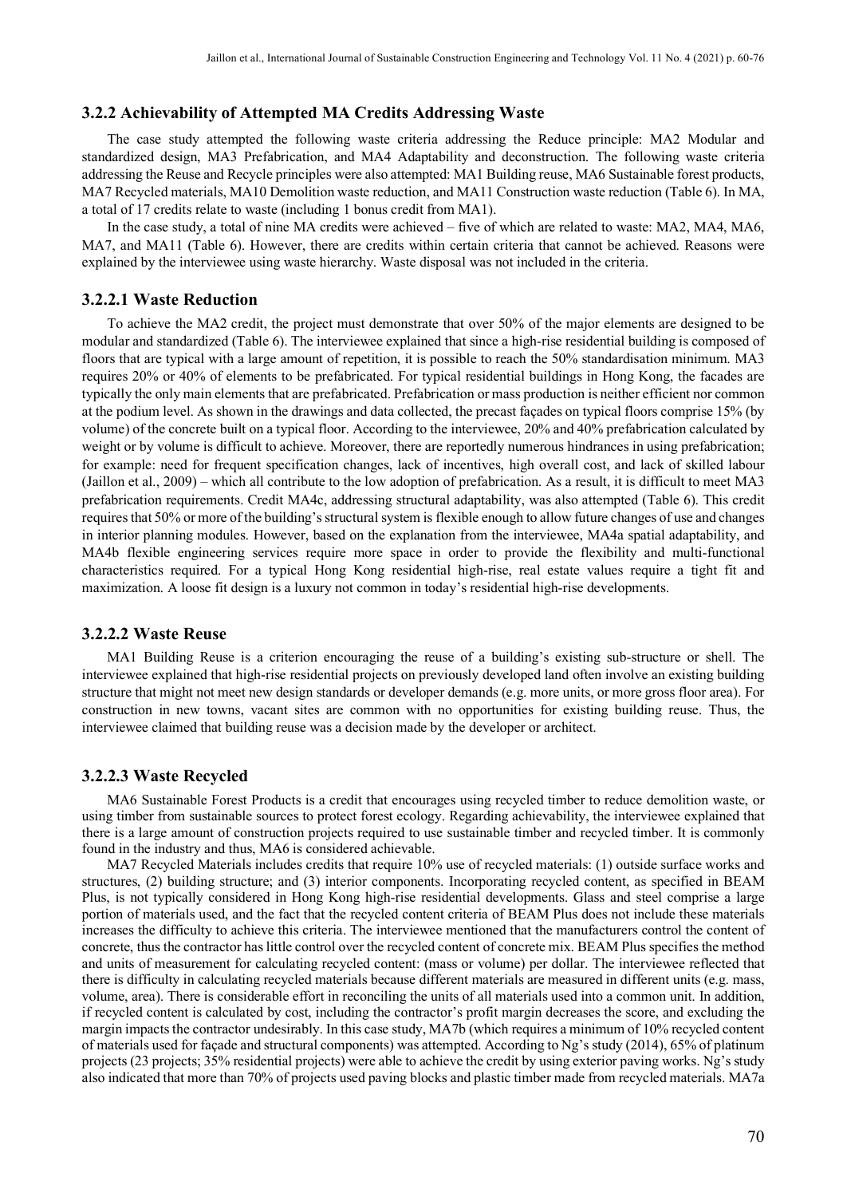### 3.2.2 Achievability of Attempted MA Credits Addressing Waste

The case study attempted the following waste criteria addressing the Reduce principle: MA2 Modular and standardized design, MA3 Prefabrication, and MA4 Adaptability and deconstruction. The following waste criteria addressing the Reuse and Recycle principles were also attempted: MA1 Building reuse, MA6 Sustainable forest products, MA7 Recycled materials, MA10 Demolition waste reduction, and MA11 Construction waste reduction (Table 6). In MA, a total of 17 credits relate to waste (including 1 bonus credit from MA1).

In the case study, a total of nine MA credits were achieved – five of which are related to waste: MA2, MA4, MA6, MA7, and MA11 (Table 6). However, there are credits within certain criteria that cannot be achieved. Reasons were explained by the interviewee using waste hierarchy. Waste disposal was not included in the criteria.

#### 3.2.2.1 Waste Reduction

To achieve the MA2 credit, the project must demonstrate that over 50% of the major elements are designed to be modular and standardized (Table 6). The interviewee explained that since a high-rise residential building is composed of floors that are typical with a large amount of repetition, it is possible to reach the 50% standardisation minimum. MA3 requires 20% or 40% of elements to be prefabricated. For typical residential buildings in Hong Kong, the facades are typically the only main elements that are prefabricated. Prefabrication or mass production is neither efficient nor common at the podium level. As shown in the drawings and data collected, the precast façades on typical floors comprise 15% (by volume) of the concrete built on a typical floor. According to the interviewee, 20% and 40% prefabrication calculated by weight or by volume is difficult to achieve. Moreover, there are reportedly numerous hindrances in using prefabrication; for example: need for frequent specification changes, lack of incentives, high overall cost, and lack of skilled labour (Jaillon et al., 2009) – which all contribute to the low adoption of prefabrication. As a result, it is difficult to meet MA3 prefabrication requirements. Credit MA4c, addressing structural adaptability, was also attempted (Table 6). This credit requires that 50% or more of the building's structural system is flexible enough to allow future changes of use and changes in interior planning modules. However, based on the explanation from the interviewee, MA4a spatial adaptability, and MA4b flexible engineering services require more space in order to provide the flexibility and multi-functional characteristics required. For a typical Hong Kong residential high-rise, real estate values require a tight fit and maximization. A loose fit design is a luxury not common in today's residential high-rise developments.

#### 3.2.2.2 Waste Reuse

MA1 Building Reuse is a criterion encouraging the reuse of a building's existing sub-structure or shell. The interviewee explained that high-rise residential projects on previously developed land often involve an existing building structure that might not meet new design standards or developer demands (e.g. more units, or more gross floor area). For construction in new towns, vacant sites are common with no opportunities for existing building reuse. Thus, the interviewee claimed that building reuse was a decision made by the developer or architect.

#### 3.2.2.3 Waste Recycled

MA6 Sustainable Forest Products is a credit that encourages using recycled timber to reduce demolition waste, or using timber from sustainable sources to protect forest ecology. Regarding achievability, the interviewee explained that there is a large amount of construction projects required to use sustainable timber and recycled timber. It is commonly found in the industry and thus, MA6 is considered achievable.

MA7 Recycled Materials includes credits that require 10% use of recycled materials: (1) outside surface works and structures, (2) building structure; and (3) interior components. Incorporating recycled content, as specified in BEAM Plus, is not typically considered in Hong Kong high-rise residential developments. Glass and steel comprise a large portion of materials used, and the fact that the recycled content criteria of BEAM Plus does not include these materials increases the difficulty to achieve this criteria. The interviewee mentioned that the manufacturers control the content of concrete, thus the contractor has little control over the recycled content of concrete mix. BEAM Plus specifies the method and units of measurement for calculating recycled content: (mass or volume) per dollar. The interviewee reflected that there is difficulty in calculating recycled materials because different materials are measured in different units (e.g. mass, volume, area). There is considerable effort in reconciling the units of all materials used into a common unit. In addition, if recycled content is calculated by cost, including the contractor's profit margin decreases the score, and excluding the margin impacts the contractor undesirably. In this case study, MA7b (which requires a minimum of 10% recycled content of materials used for façade and structural components) was attempted. According to Ng's study (2014), 65% of platinum projects (23 projects; 35% residential projects) were able to achieve the credit by using exterior paving works. Ng's study also indicated that more than 70% of projects used paving blocks and plastic timber made from recycled materials. MA7a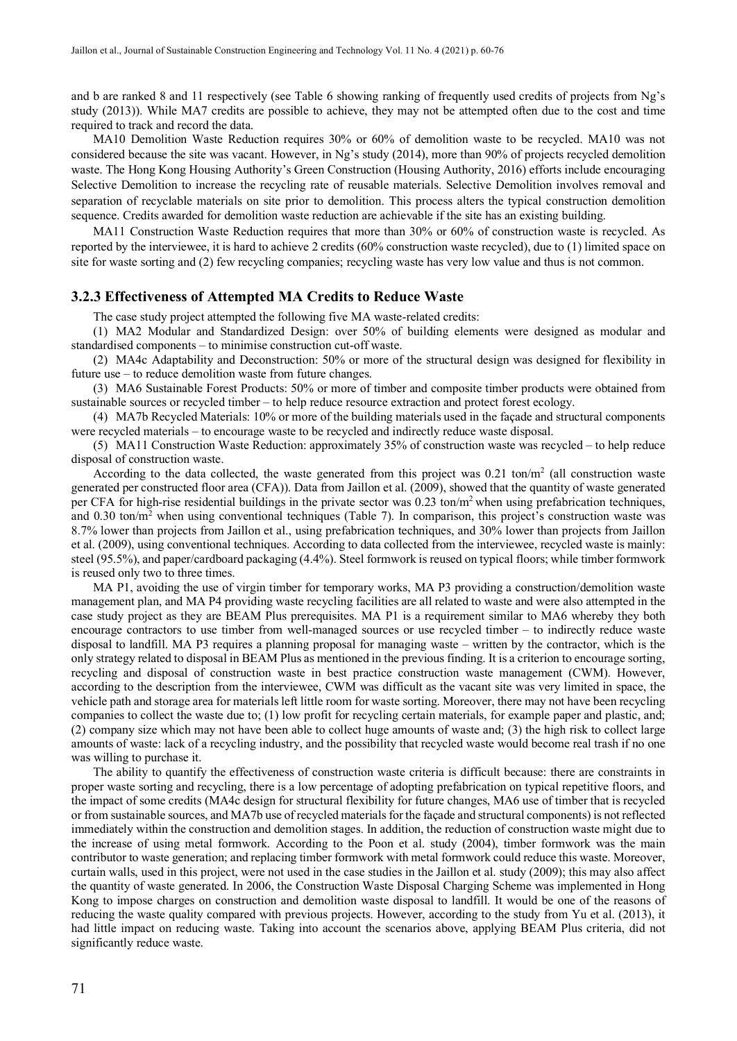and b are ranked 8 and 11 respectively (see Table 6 showing ranking of frequently used credits of projects from Ng's study (2013)). While MA7 credits are possible to achieve, they may not be attempted often due to the cost and time required to track and record the data.

MA10 Demolition Waste Reduction requires 30% or 60% of demolition waste to be recycled. MA10 was not considered because the site was vacant. However, in Ng's study (2014), more than 90% of projects recycled demolition waste. The Hong Kong Housing Authority's Green Construction (Housing Authority, 2016) efforts include encouraging Selective Demolition to increase the recycling rate of reusable materials. Selective Demolition involves removal and separation of recyclable materials on site prior to demolition. This process alters the typical construction demolition sequence. Credits awarded for demolition waste reduction are achievable if the site has an existing building.

MA11 Construction Waste Reduction requires that more than 30% or 60% of construction waste is recycled. As reported by the interviewee, it is hard to achieve 2 credits (60% construction waste recycled), due to (1) limited space on site for waste sorting and (2) few recycling companies; recycling waste has very low value and thus is not common.

### 3.2.3 Effectiveness of Attempted MA Credits to Reduce Waste

The case study project attempted the following five MA waste-related credits:

(1) MA2 Modular and Standardized Design: over 50% of building elements were designed as modular and standardised components – to minimise construction cut-off waste.

(2) MA4c Adaptability and Deconstruction: 50% or more of the structural design was designed for flexibility in future use – to reduce demolition waste from future changes.

(3) MA6 Sustainable Forest Products: 50% or more of timber and composite timber products were obtained from sustainable sources or recycled timber – to help reduce resource extraction and protect forest ecology.

(4) MA7b Recycled Materials: 10% or more of the building materials used in the façade and structural components were recycled materials – to encourage waste to be recycled and indirectly reduce waste disposal.

(5) MA11 Construction Waste Reduction: approximately 35% of construction waste was recycled – to help reduce disposal of construction waste.

According to the data collected, the waste generated from this project was 0.21 ton/m$^2$ (all construction waste generated per constructed floor area (CFA)). Data from Jaillon et al. (2009), showed that the quantity of waste generated per CFA for high-rise residential buildings in the private sector was 0.23 ton/m$^2$ when using prefabrication techniques, and 0.30 ton/m$^2$ when using conventional techniques (Table 7). In comparison, this project's construction waste was 8.7% lower than projects from Jaillon et al., using prefabrication techniques, and 30% lower than projects from Jaillon et al. (2009), using conventional techniques. According to data collected from the interviewee, recycled waste is mainly: steel (95.5%), and paper/cardboard packaging (4.4%). Steel formwork is reused on typical floors; while timber formwork is reused only two to three times.

MA P1, avoiding the use of virgin timber for temporary works, MA P3 providing a construction/demolition waste management plan, and MA P4 providing waste recycling facilities are all related to waste and were also attempted in the case study project as they are BEAM Plus prerequisites. MA P1 is a requirement similar to MA6 whereby they both encourage contractors to use timber from well-managed sources or use recycled timber – to indirectly reduce waste disposal to landfill. MA P3 requires a planning proposal for managing waste – written by the contractor, which is the only strategy related to disposal in BEAM Plus as mentioned in the previous finding. It is a criterion to encourage sorting, recycling and disposal of construction waste in best practice construction waste management (CWM). However, according to the description from the interviewee, CWM was difficult as the vacant site was very limited in space, the vehicle path and storage area for materials left little room for waste sorting. Moreover, there may not have been recycling companies to collect the waste due to; (1) low profit for recycling certain materials, for example paper and plastic, and; (2) company size which may not have been able to collect huge amounts of waste and; (3) the high risk to collect large amounts of waste: lack of a recycling industry, and the possibility that recycled waste would become real trash if no one was willing to purchase it.

The ability to quantify the effectiveness of construction waste criteria is difficult because: there are constraints in proper waste sorting and recycling, there is a low percentage of adopting prefabrication on typical repetitive floors, and the impact of some credits (MA4c design for structural flexibility for future changes, MA6 use of timber that is recycled or from sustainable sources, and MA7b use of recycled materials for the façade and structural components) is not reflected immediately within the construction and demolition stages. In addition, the reduction of construction waste might due to the increase of using metal formwork. According to the Poon et al. study (2004), timber formwork was the main contributor to waste generation; and replacing timber formwork with metal formwork could reduce this waste. Moreover, curtain walls, used in this project, were not used in the case studies in the Jaillon et al. study (2009); this may also affect the quantity of waste generated. In 2006, the Construction Waste Disposal Charging Scheme was implemented in Hong Kong to impose charges on construction and demolition waste disposal to landfill. It would be one of the reasons of reducing the waste quality compared with previous projects. However, according to the study from Yu et al. (2013), it had little impact on reducing waste. Taking into account the scenarios above, applying BEAM Plus criteria, did not significantly reduce waste.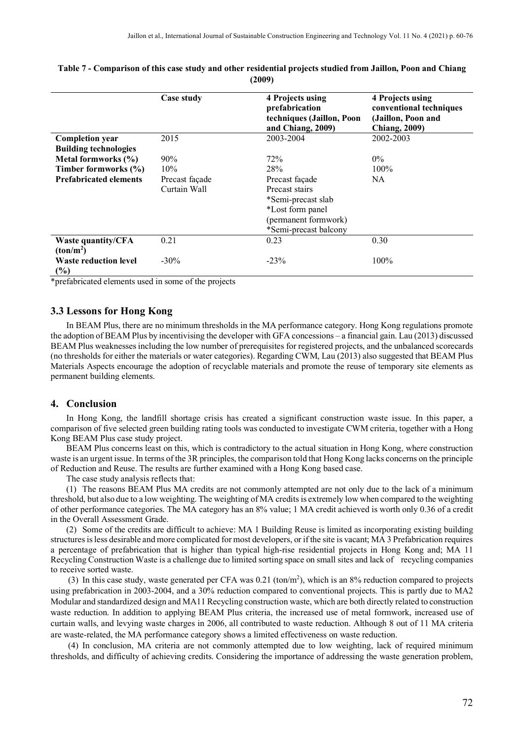**Table 7 - Comparison of this case study and other residential projects studied from Jaillon, Poon and Chiang (2009)**

| | Case study | 4 Projects using prefabrication techniques (Jaillon, Poon and Chiang, 2009) | 4 Projects using conventional techniques (Jaillon, Poon and Chiang, 2009) |
|---|---|---|---|
| **Completion year** | 2015 | 2003-2004 | 2002-2003 |
| **Building technologies** | | | |
| **Metal formworks (%)** | 90% | 72% | 0% |
| **Timber formworks (%)** | 10% | 28% | 100% |
| **Prefabricated elements** | Precast façade<br>Curtain Wall | Precast façade<br>Precast stairs<br>*Semi-precast slab<br>*Lost form panel (permanent formwork)<br>*Semi-precast balcony | NA |
| **Waste quantity/CFA ($ton/m^2$)** | 0.21 | 0.23 | 0.30 |
| **Waste reduction level (%)** | -30% | -23% | 100% |

*prefabricated elements used in some of the projects

### 3.3 Lessons for Hong Kong

In BEAM Plus, there are no minimum thresholds in the MA performance category. Hong Kong regulations promote the adoption of BEAM Plus by incentivising the developer with GFA concessions – a financial gain. Lau (2013) discussed BEAM Plus weaknesses including the low number of prerequisites for registered projects, and the unbalanced scorecards (no thresholds for either the materials or water categories). Regarding CWM, Lau (2013) also suggested that BEAM Plus Materials Aspects encourage the adoption of recyclable materials and promote the reuse of temporary site elements as permanent building elements.

## 4. Conclusion

In Hong Kong, the landfill shortage crisis has created a significant construction waste issue. In this paper, a comparison of five selected green building rating tools was conducted to investigate CWM criteria, together with a Hong Kong BEAM Plus case study project.

BEAM Plus concerns least on this, which is contradictory to the actual situation in Hong Kong, where construction waste is an urgent issue. In terms of the 3R principles, the comparison told that Hong Kong lacks concerns on the principle of Reduction and Reuse. The results are further examined with a Hong Kong based case.

The case study analysis reflects that:

(1) The reasons BEAM Plus MA credits are not commonly attempted are not only due to the lack of a minimum threshold, but also due to a low weighting. The weighting of MA credits is extremely low when compared to the weighting of other performance categories. The MA category has an 8% value; 1 MA credit achieved is worth only 0.36 of a credit in the Overall Assessment Grade.

(2) Some of the credits are difficult to achieve: MA 1 Building Reuse is limited as incorporating existing building structures is less desirable and more complicated for most developers, or if the site is vacant; MA 3 Prefabrication requires a percentage of prefabrication that is higher than typical high-rise residential projects in Hong Kong and; MA 11 Recycling Construction Waste is a challenge due to limited sorting space on small sites and lack of recycling companies to receive sorted waste.

(3) In this case study, waste generated per CFA was 0.21 ($ton/m^2$), which is an 8% reduction compared to projects using prefabrication in 2003-2004, and a 30% reduction compared to conventional projects. This is partly due to MA2 Modular and standardized design and MA11 Recycling construction waste, which are both directly related to construction waste reduction. In addition to applying BEAM Plus criteria, the increased use of metal formwork, increased use of curtain walls, and levying waste charges in 2006, all contributed to waste reduction. Although 8 out of 11 MA criteria are waste-related, the MA performance category shows a limited effectiveness on waste reduction.

(4) In conclusion, MA criteria are not commonly attempted due to low weighting, lack of required minimum thresholds, and difficulty of achieving credits. Considering the importance of addressing the waste generation problem,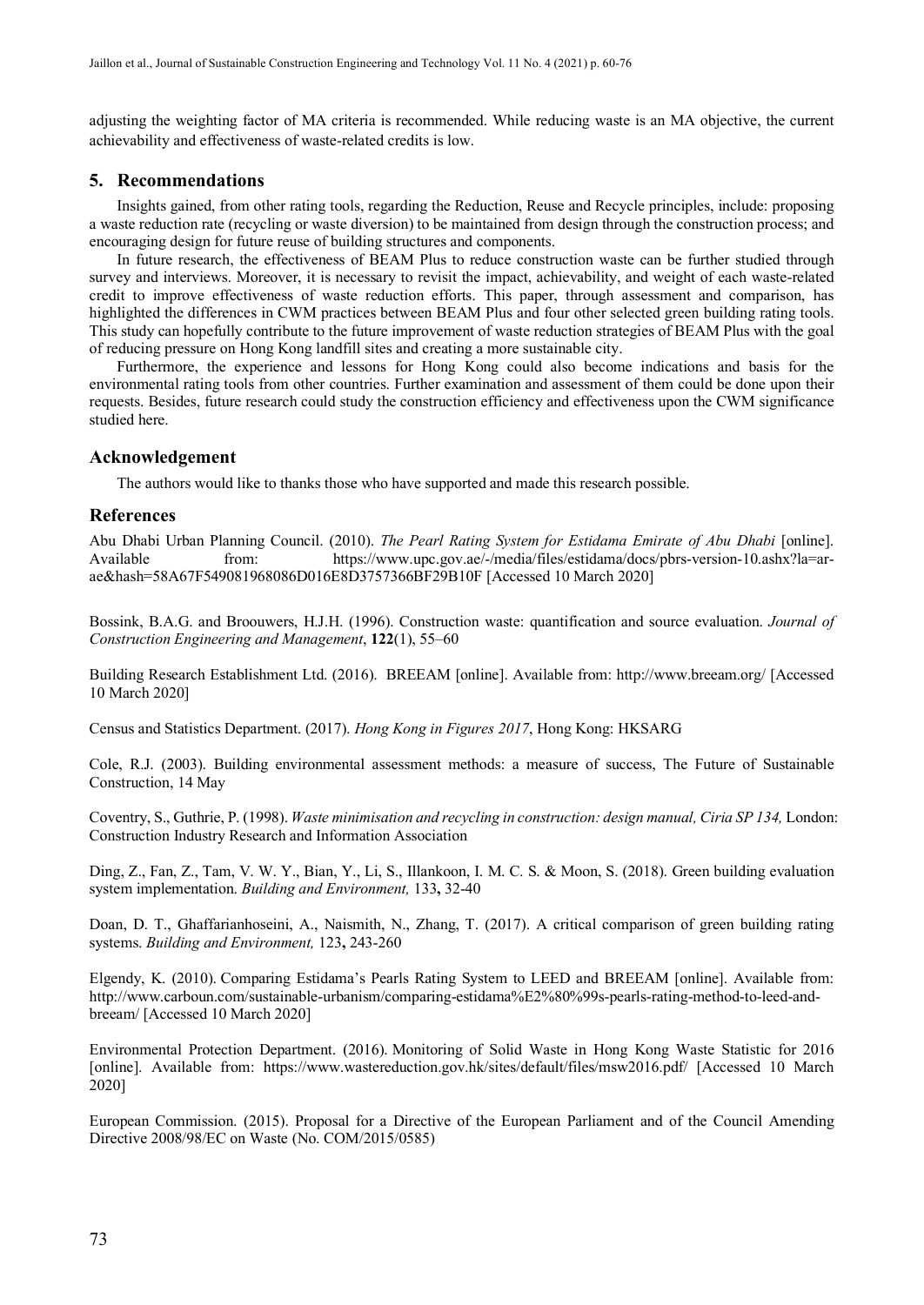adjusting the weighting factor of MA criteria is recommended. While reducing waste is an MA objective, the current achievability and effectiveness of waste-related credits is low.

## 5. Recommendations

Insights gained, from other rating tools, regarding the Reduction, Reuse and Recycle principles, include: proposing a waste reduction rate (recycling or waste diversion) to be maintained from design through the construction process; and encouraging design for future reuse of building structures and components.

In future research, the effectiveness of BEAM Plus to reduce construction waste can be further studied through survey and interviews. Moreover, it is necessary to revisit the impact, achievability, and weight of each waste-related credit to improve effectiveness of waste reduction efforts. This paper, through assessment and comparison, has highlighted the differences in CWM practices between BEAM Plus and four other selected green building rating tools. This study can hopefully contribute to the future improvement of waste reduction strategies of BEAM Plus with the goal of reducing pressure on Hong Kong landfill sites and creating a more sustainable city.

Furthermore, the experience and lessons for Hong Kong could also become indications and basis for the environmental rating tools from other countries. Further examination and assessment of them could be done upon their requests. Besides, future research could study the construction efficiency and effectiveness upon the CWM significance studied here.

## Acknowledgement

The authors would like to thanks those who have supported and made this research possible.

## References

Abu Dhabi Urban Planning Council. (2010). *The Pearl Rating System for Estidama Emirate of Abu Dhabi* [online]. Available from: https://www.upc.gov.ae/-/media/files/estidama/docs/pbrs-version-10.ashx?la=ar-ae&hash=58A67F549081968086D016E8D3757366BF29B10F [Accessed 10 March 2020]

Bossink, B.A.G. and Broouwers, H.J.H. (1996). Construction waste: quantification and source evaluation. *Journal of Construction Engineering and Management*, **122**(1), 55–60

Building Research Establishment Ltd. (2016). BREEAM [online]. Available from: http://www.breeam.org/ [Accessed 10 March 2020]

Census and Statistics Department. (2017). *Hong Kong in Figures 2017*, Hong Kong: HKSARG

Cole, R.J. (2003). Building environmental assessment methods: a measure of success, The Future of Sustainable Construction, 14 May

Coventry, S., Guthrie, P. (1998). *Waste minimisation and recycling in construction: design manual, Ciria SP 134,* London: Construction Industry Research and Information Association

Ding, Z., Fan, Z., Tam, V. W. Y., Bian, Y., Li, S., Illankoon, I. M. C. S. & Moon, S. (2018). Green building evaluation system implementation. *Building and Environment,* 133**,** 32-40

Doan, D. T., Ghaffarianhoseini, A., Naismith, N., Zhang, T. (2017). A critical comparison of green building rating systems. *Building and Environment,* 123**,** 243-260

Elgendy, K. (2010). Comparing Estidama's Pearls Rating System to LEED and BREEAM [online]. Available from: http://www.carboun.com/sustainable-urbanism/comparing-estidama%E2%80%99s-pearls-rating-method-to-leed-and-breeam/ [Accessed 10 March 2020]

Environmental Protection Department. (2016). Monitoring of Solid Waste in Hong Kong Waste Statistic for 2016 [online]. Available from: https://www.wastereduction.gov.hk/sites/default/files/msw2016.pdf/ [Accessed 10 March 2020]

European Commission. (2015). Proposal for a Directive of the European Parliament and of the Council Amending Directive 2008/98/EC on Waste (No. COM/2015/0585)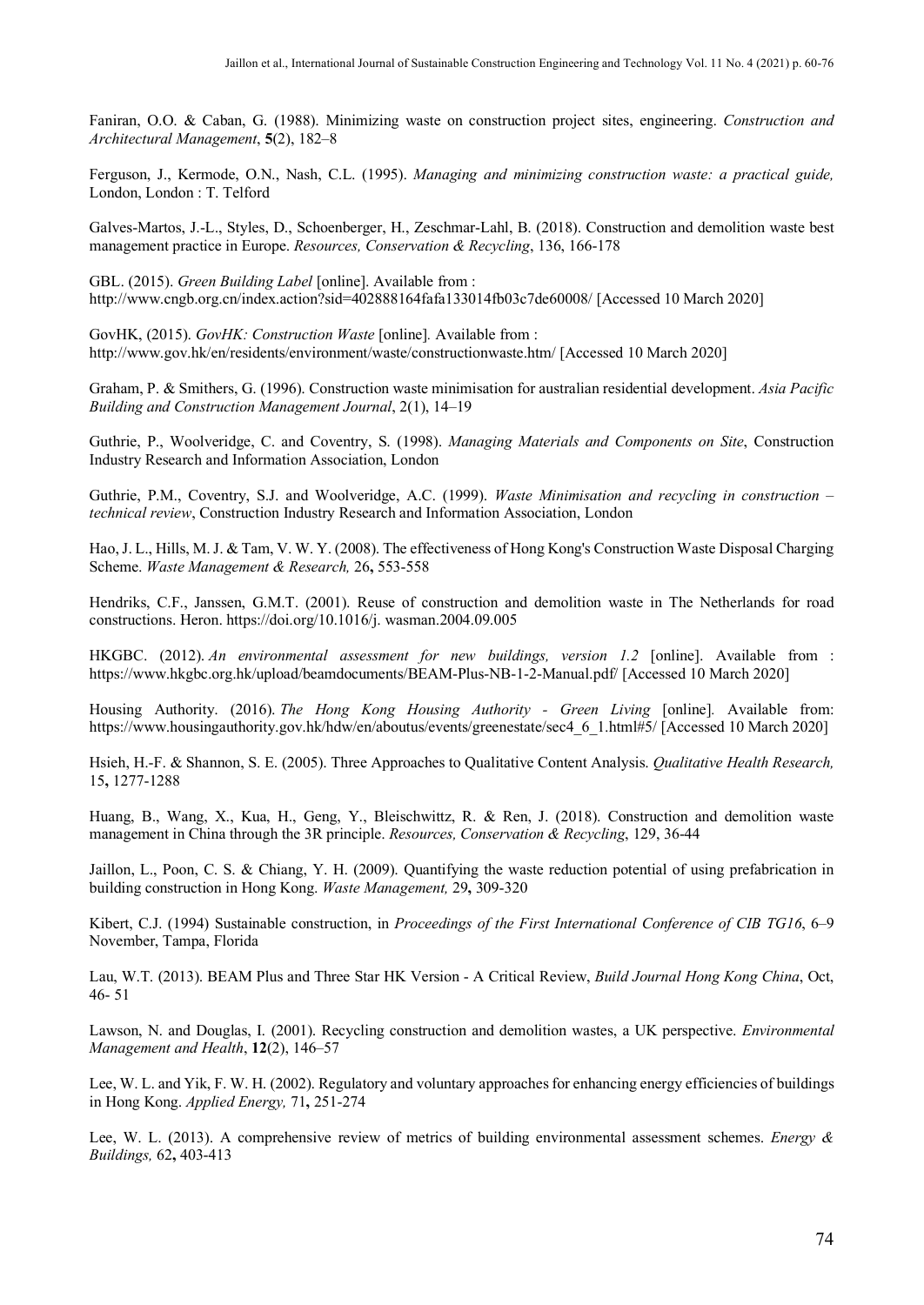Faniran, O.O. & Caban, G. (1988). Minimizing waste on construction project sites, engineering. *Construction and Architectural Management*, **5**(2), 182–8

Ferguson, J., Kermode, O.N., Nash, C.L. (1995). *Managing and minimizing construction waste: a practical guide,* London, London : T. Telford

Galves-Martos, J.-L., Styles, D., Schoenberger, H., Zeschmar-Lahl, B. (2018). Construction and demolition waste best management practice in Europe. *Resources, Conservation & Recycling*, 136, 166-178

GBL. (2015). *Green Building Label* [online]. Available from : http://www.cngb.org.cn/index.action?sid=402888164fafa133014fb03c7de60008/ [Accessed 10 March 2020]

GovHK, (2015). *GovHK: Construction Waste* [online]. Available from : http://www.gov.hk/en/residents/environment/waste/constructionwaste.htm/ [Accessed 10 March 2020]

Graham, P. & Smithers, G. (1996). Construction waste minimisation for australian residential development. *Asia Pacific Building and Construction Management Journal*, 2(1), 14–19

Guthrie, P., Woolveridge, C. and Coventry, S. (1998). *Managing Materials and Components on Site*, Construction Industry Research and Information Association, London

Guthrie, P.M., Coventry, S.J. and Woolveridge, A.C. (1999). *Waste Minimisation and recycling in construction – technical review*, Construction Industry Research and Information Association, London

Hao, J. L., Hills, M. J. & Tam, V. W. Y. (2008). The effectiveness of Hong Kong's Construction Waste Disposal Charging Scheme. *Waste Management & Research,* 26**,** 553-558

Hendriks, C.F., Janssen, G.M.T. (2001). Reuse of construction and demolition waste in The Netherlands for road constructions. Heron. https://doi.org/10.1016/j. wasman.2004.09.005

HKGBC. (2012). *An environmental assessment for new buildings, version 1.2* [online]. Available from : https://www.hkgbc.org.hk/upload/beamdocuments/BEAM-Plus-NB-1-2-Manual.pdf/ [Accessed 10 March 2020]

Housing Authority. (2016). *The Hong Kong Housing Authority - Green Living* [online]. Available from: https://www.housingauthority.gov.hk/hdw/en/aboutus/events/greenestate/sec4_6_1.html#5/ [Accessed 10 March 2020]

Hsieh, H.-F. & Shannon, S. E. (2005). Three Approaches to Qualitative Content Analysis. *Qualitative Health Research,* 15**,** 1277-1288

Huang, B., Wang, X., Kua, H., Geng, Y., Bleischwittz, R. & Ren, J. (2018). Construction and demolition waste management in China through the 3R principle. *Resources, Conservation & Recycling*, 129, 36-44

Jaillon, L., Poon, C. S. & Chiang, Y. H. (2009). Quantifying the waste reduction potential of using prefabrication in building construction in Hong Kong. *Waste Management,* 29**,** 309-320

Kibert, C.J. (1994) Sustainable construction, in *Proceedings of the First International Conference of CIB TG16*, 6–9 November, Tampa, Florida

Lau, W.T. (2013). BEAM Plus and Three Star HK Version - A Critical Review, *Build Journal Hong Kong China*, Oct, 46- 51

Lawson, N. and Douglas, I. (2001). Recycling construction and demolition wastes, a UK perspective. *Environmental Management and Health*, **12**(2), 146–57

Lee, W. L. and Yik, F. W. H. (2002). Regulatory and voluntary approaches for enhancing energy efficiencies of buildings in Hong Kong. *Applied Energy,* 71**,** 251-274

Lee, W. L. (2013). A comprehensive review of metrics of building environmental assessment schemes. *Energy & Buildings,* 62**,** 403-413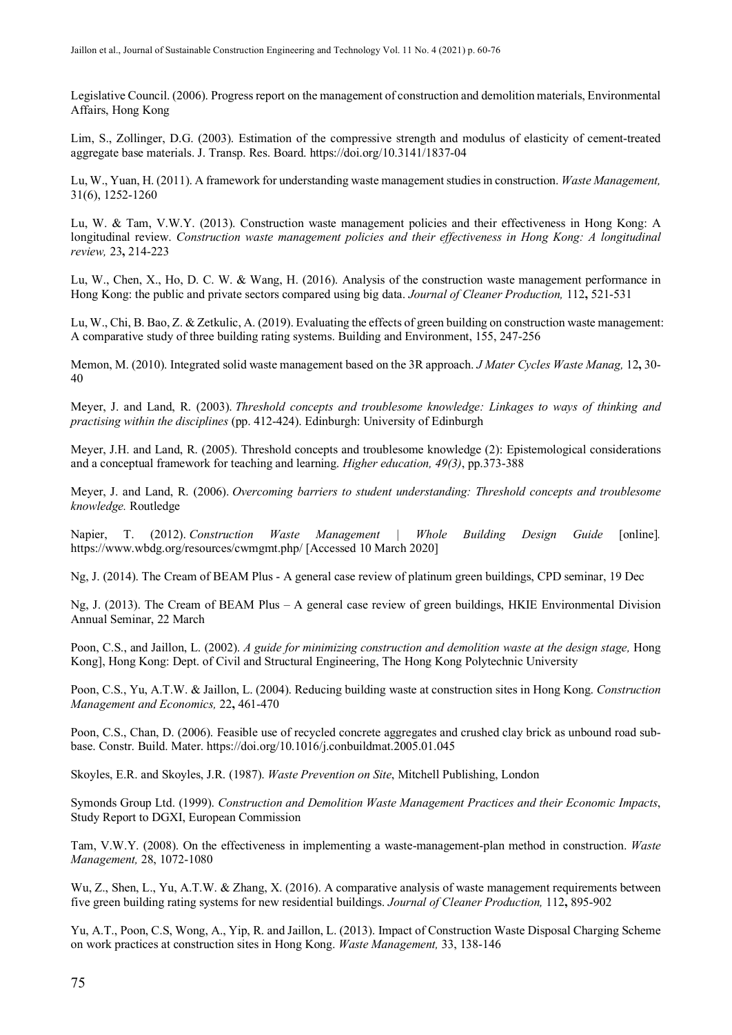Legislative Council. (2006). Progress report on the management of construction and demolition materials, Environmental Affairs, Hong Kong

Lim, S., Zollinger, D.G. (2003). Estimation of the compressive strength and modulus of elasticity of cement-treated aggregate base materials. J. Transp. Res. Board. https://doi.org/10.3141/1837-04

Lu, W., Yuan, H. (2011). A framework for understanding waste management studies in construction. *Waste Management,* 31(6), 1252-1260

Lu, W. & Tam, V.W.Y. (2013). Construction waste management policies and their effectiveness in Hong Kong: A longitudinal review. *Construction waste management policies and their effectiveness in Hong Kong: A longitudinal review,* 23**,** 214-223

Lu, W., Chen, X., Ho, D. C. W. & Wang, H. (2016). Analysis of the construction waste management performance in Hong Kong: the public and private sectors compared using big data. *Journal of Cleaner Production,* 112**,** 521-531

Lu, W., Chi, B. Bao, Z. & Zetkulic, A. (2019). Evaluating the effects of green building on construction waste management: A comparative study of three building rating systems. Building and Environment, 155, 247-256

Memon, M. (2010). Integrated solid waste management based on the 3R approach. *J Mater Cycles Waste Manag,* 12**,** 30-40

Meyer, J. and Land, R. (2003). *Threshold concepts and troublesome knowledge: Linkages to ways of thinking and practising within the disciplines* (pp. 412-424). Edinburgh: University of Edinburgh

Meyer, J.H. and Land, R. (2005). Threshold concepts and troublesome knowledge (2): Epistemological considerations and a conceptual framework for teaching and learning. *Higher education, 49(3)*, pp.373-388

Meyer, J. and Land, R. (2006). *Overcoming barriers to student understanding: Threshold concepts and troublesome knowledge.* Routledge

Napier, T. (2012). *Construction Waste Management | Whole Building Design Guide* [online]*.* https://www.wbdg.org/resources/cwmgmt.php/ [Accessed 10 March 2020]

Ng, J. (2014). The Cream of BEAM Plus - A general case review of platinum green buildings, CPD seminar, 19 Dec

Ng, J. (2013). The Cream of BEAM Plus – A general case review of green buildings, HKIE Environmental Division Annual Seminar, 22 March

Poon, C.S., and Jaillon, L. (2002). *A guide for minimizing construction and demolition waste at the design stage,* Hong Kong], Hong Kong: Dept. of Civil and Structural Engineering, The Hong Kong Polytechnic University

Poon, C.S., Yu, A.T.W. & Jaillon, L. (2004). Reducing building waste at construction sites in Hong Kong. *Construction Management and Economics,* 22**,** 461-470

Poon, C.S., Chan, D. (2006). Feasible use of recycled concrete aggregates and crushed clay brick as unbound road sub-base. Constr. Build. Mater. https://doi.org/10.1016/j.conbuildmat.2005.01.045

Skoyles, E.R. and Skoyles, J.R. (1987). *Waste Prevention on Site*, Mitchell Publishing, London

Symonds Group Ltd. (1999). *Construction and Demolition Waste Management Practices and their Economic Impacts*, Study Report to DGXI, European Commission

Tam, V.W.Y. (2008). On the effectiveness in implementing a waste-management-plan method in construction. *Waste Management,* 28, 1072-1080

Wu, Z., Shen, L., Yu, A.T.W. & Zhang, X. (2016). A comparative analysis of waste management requirements between five green building rating systems for new residential buildings. *Journal of Cleaner Production,* 112**,** 895-902

Yu, A.T., Poon, C.S, Wong, A., Yip, R. and Jaillon, L. (2013). Impact of Construction Waste Disposal Charging Scheme on work practices at construction sites in Hong Kong. *Waste Management,* 33, 138-146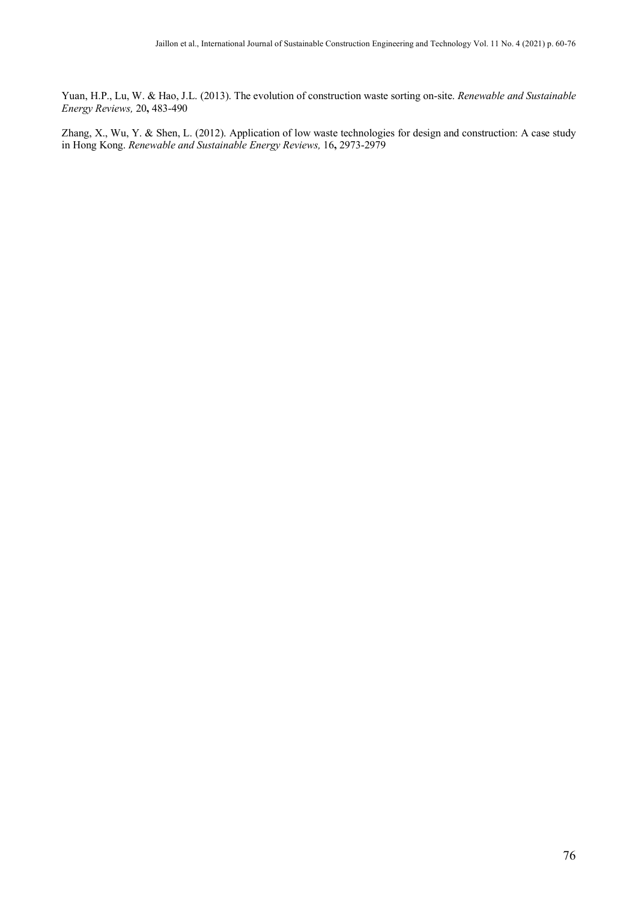Yuan, H.P., Lu, W. & Hao, J.L. (2013). The evolution of construction waste sorting on-site. *Renewable and Sustainable Energy Reviews,* 20**,** 483-490

Zhang, X., Wu, Y. & Shen, L. (2012). Application of low waste technologies for design and construction: A case study in Hong Kong. *Renewable and Sustainable Energy Reviews,* 16**,** 2973-2979